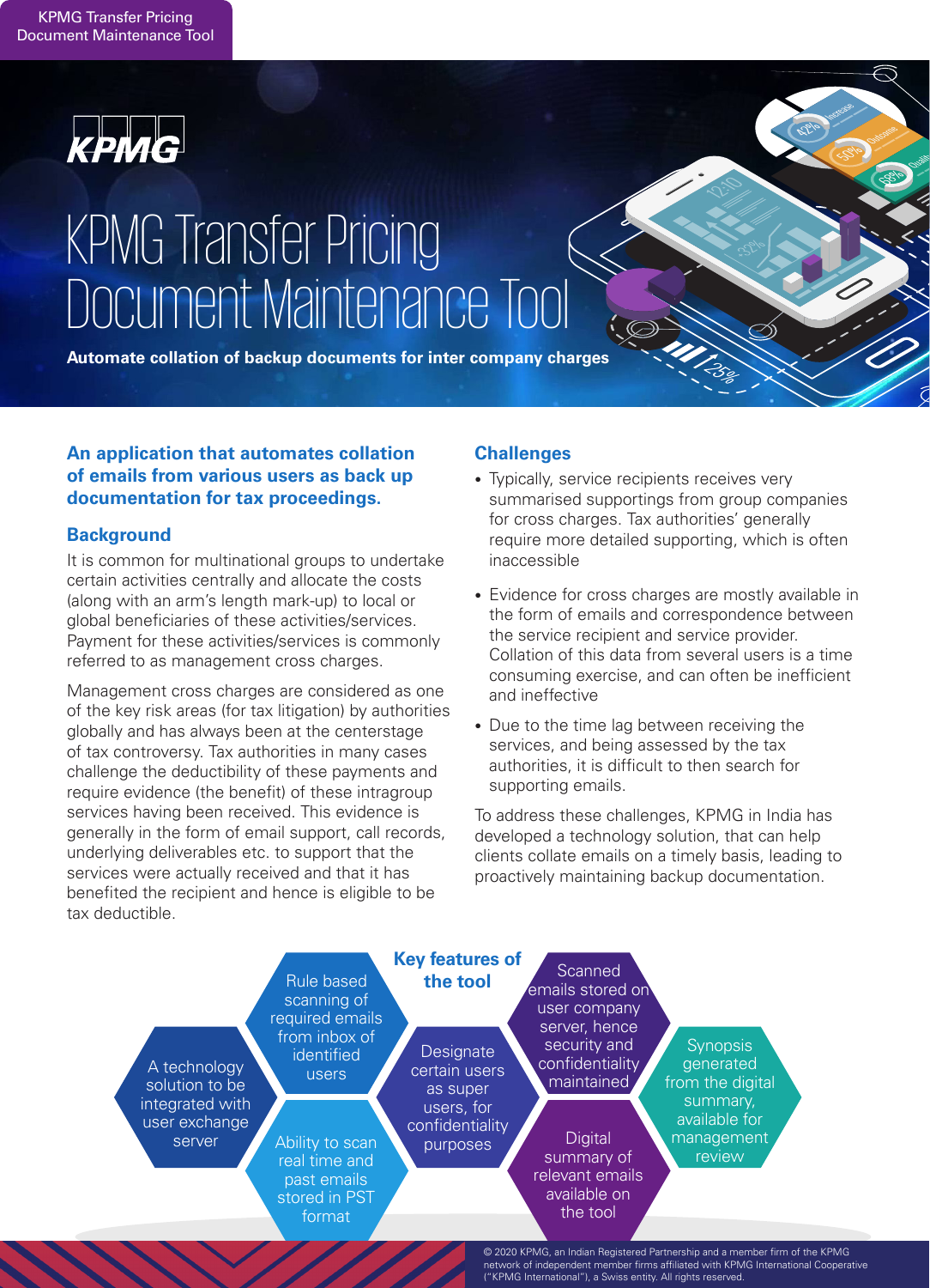KPMG Transfer Pricing Document Maintenance Tool

# KPMG Transfer Pricing Document Maintenance Tool

**Automate collation of backup documents for inter company charges**

## An application that automates collation of emails from various users as back up documentation for tax proceedings.

### Background

It is common for multinational groups to undertake certain activities centrally and allocate the costs (along with an arm's length mark-up) to local or global beneficiaries of these activities/services. Payment for these activities/services is commonly referred to as management cross charges.

Management cross charges are considered as one of the key risk areas (for tax litigation) by authorities globally and has always been at the centerstage of tax controversy. Tax authorities in many cases challenge the deductibility of these payments and require evidence (the benefit) of these intragroup services having been received. This evidence is generally in the form of email support, call records, underlying deliverables etc. to support that the services were actually received and that it has benefited the recipient and hence is eligible to be tax deductible.

### Challenges

- Typically, service recipients receives very summarised supportings from group companies for cross charges. Tax authorities' generally require more detailed supporting, which is often inaccessible
- Evidence for cross charges are mostly available in the form of emails and correspondence between the service recipient and service provider. Collation of this data from several users is a time consuming exercise, and can often be inefficient and ineffective
- Due to the time lag between receiving the services, and being assessed by the tax authorities, it is difficult to then search for supporting emails.

To address these challenges, KPMG in India has developed a technology solution, that can help clients collate emails on a timely basis, leading to proactively maintaining backup documentation.

### Key features of the tool

- A technology solution to be integrated with user exchange server
- Rule based scanning of required emails from inbox of identified users
- Ability to scan real time and past emails stored in PST format
- Designate certain users as super users, for confidentiality purposes
- Scanned emails stored on user company server, hence security and confidentiality maintained
- Digital summary of relevant emails available on the tool
- Synopsis generated from the digital summary, available for management review

© 2020 KPMG, an Indian Registered Partnership and a member firm of the KPMG network of independent member firms affiliated with KPMG International Cooperative ("KPMG International"), a Swiss entity. All rights reserved.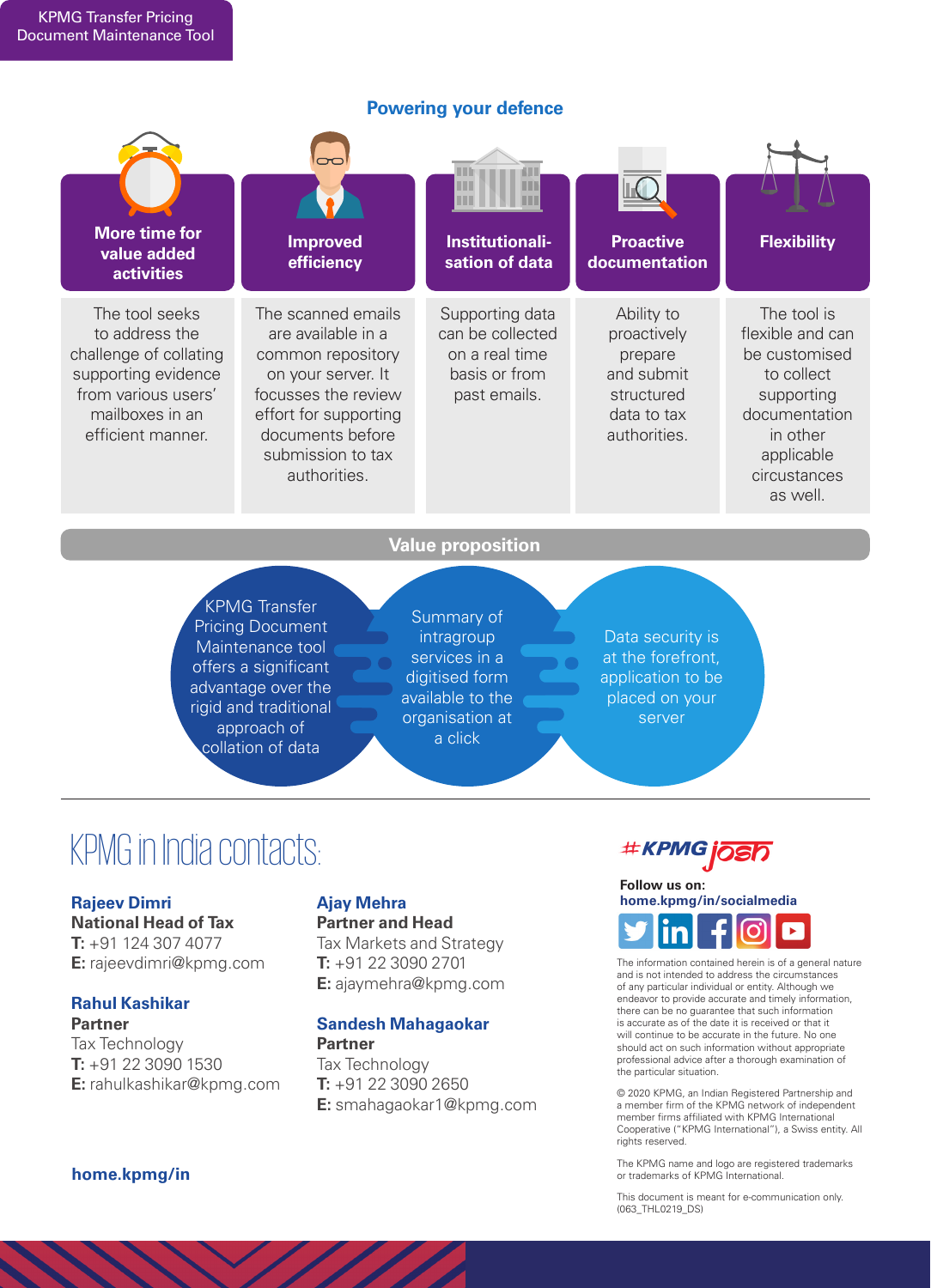## Powering your defence

### More time for value added activities

The tool seeks to address the challenge of collating supporting evidence from various users' mailboxes in an efficient manner.

### Improved efficiency

The scanned emails are available in a common repository on your server. It focusses the review effort for supporting documents before submission to tax authorities.

### Institutionalisation of data

Supporting data can be collected on a real time basis or from past emails.

### Proactive documentation

Ability to proactively prepare and submit structured data to tax authorities.

### Flexibility

The tool is flexible and can be customised to collect supporting documentation in other applicable circumstances as well.

## Value proposition

- KPMG Transfer Pricing Document Maintenance tool offers a significant advantage over the rigid and traditional approach of collation of data
- Summary of intragroup services in a digitised form available to the organisation at a click
- Data security is at the forefront, application to be placed on your server

# KPMG in India contacts:

**Rajeev Dimri**
**National Head of Tax**
**T:** +91 124 307 4077
**E:** rajeevdimri@kpmg.com

**Rahul Kashikar**
**Partner**
Tax Technology
**T:** +91 22 3090 1530
**E:** rahulkashikar@kpmg.com

**Ajay Mehra**
**Partner and Head**
Tax Markets and Strategy
**T:** +91 22 3090 2701
**E:** ajaymehra@kpmg.com

**Sandesh Mahagaokar**
**Partner**
Tax Technology
**T:** +91 22 3090 2650
**E:** smahagaokar1@kpmg.com

**home.kpmg/in**

#KPMG josh

**Follow us on:**
**home.kpmg/in/socialmedia**

The information contained herein is of a general nature and is not intended to address the circumstances of any particular individual or entity. Although we endeavor to provide accurate and timely information, there can be no guarantee that such information is accurate as of the date it is received or that it will continue to be accurate in the future. No one should act on such information without appropriate professional advice after a thorough examination of the particular situation.

© 2020 KPMG, an Indian Registered Partnership and a member firm of the KPMG network of independent member firms affiliated with KPMG International Cooperative ("KPMG International"), a Swiss entity. All rights reserved.

The KPMG name and logo are registered trademarks or trademarks of KPMG International.

This document is meant for e-communication only. (063_THL0219_DS)